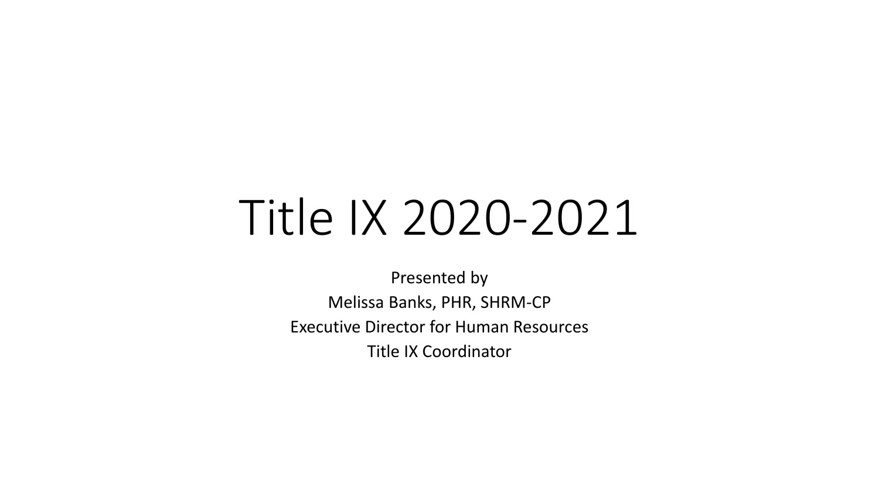# Title IX 2020-2021

Presented by
Melissa Banks, PHR, SHRM-CP
Executive Director for Human Resources
Title IX Coordinator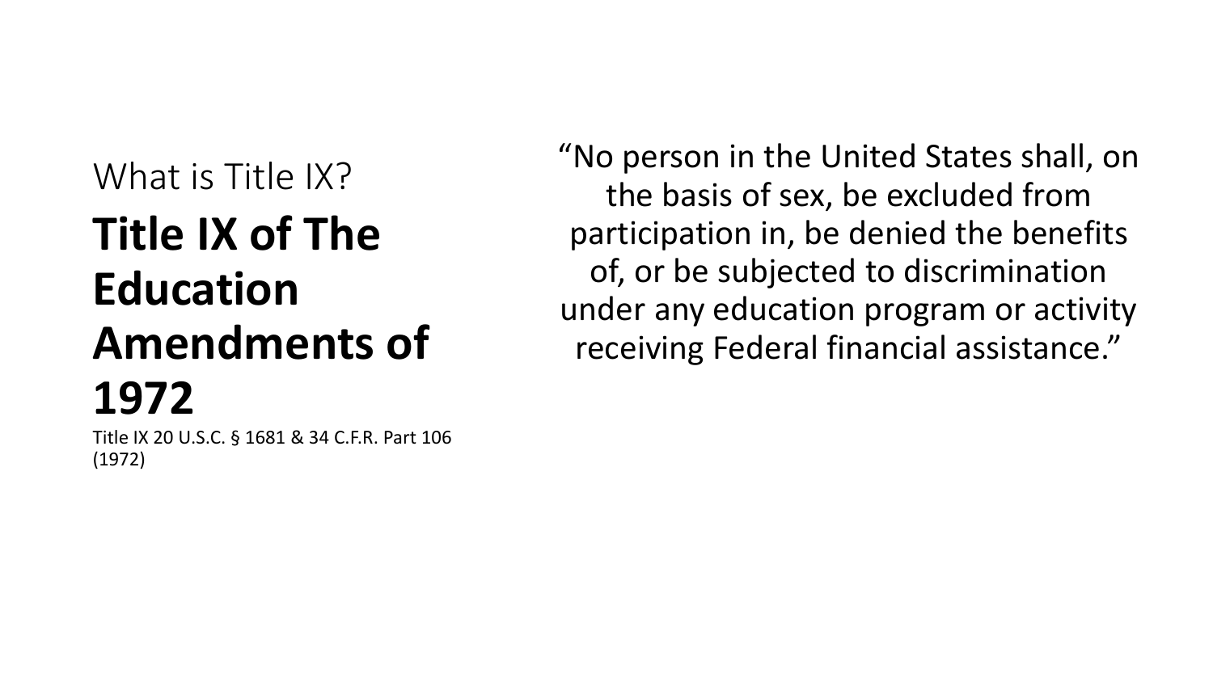What is Title IX?

# Title IX of The Education Amendments of 1972

Title IX 20 U.S.C. § 1681 & 34 C.F.R. Part 106 (1972)

"No person in the United States shall, on the basis of sex, be excluded from participation in, be denied the benefits of, or be subjected to discrimination under any education program or activity receiving Federal financial assistance."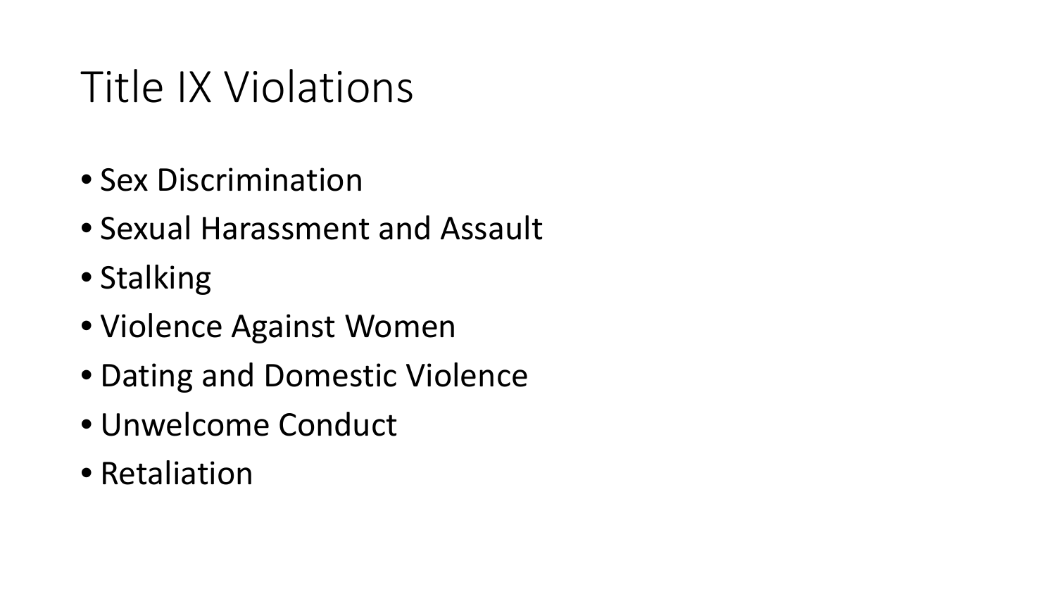# Title IX Violations

- Sex Discrimination
- Sexual Harassment and Assault
- Stalking
- Violence Against Women
- Dating and Domestic Violence
- Unwelcome Conduct
- Retaliation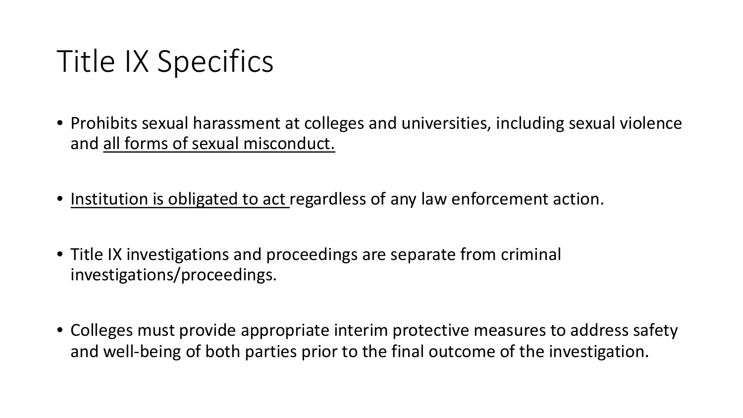# Title IX Specifics

- Prohibits sexual harassment at colleges and universities, including sexual violence and <u>all forms of sexual misconduct.</u>
- <u>Institution is obligated to act</u> regardless of any law enforcement action.
- Title IX investigations and proceedings are separate from criminal investigations/proceedings.
- Colleges must provide appropriate interim protective measures to address safety and well-being of both parties prior to the final outcome of the investigation.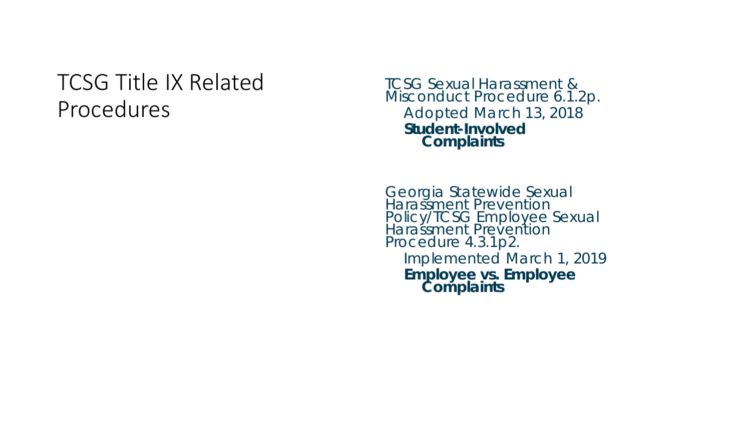# TCSG Title IX Related Procedures

- TCSG Sexual Harassment & Misconduct Procedure 6.1.2p.
  - Adopted March 13, 2018
  - **Student-Involved Complaints**

- Georgia Statewide Sexual Harassment Prevention Policy/TCSG Employee Sexual Harassment Prevention Procedure 4.3.1p2.
  - Implemented March 1, 2019
  - **Employee vs. Employee Complaints**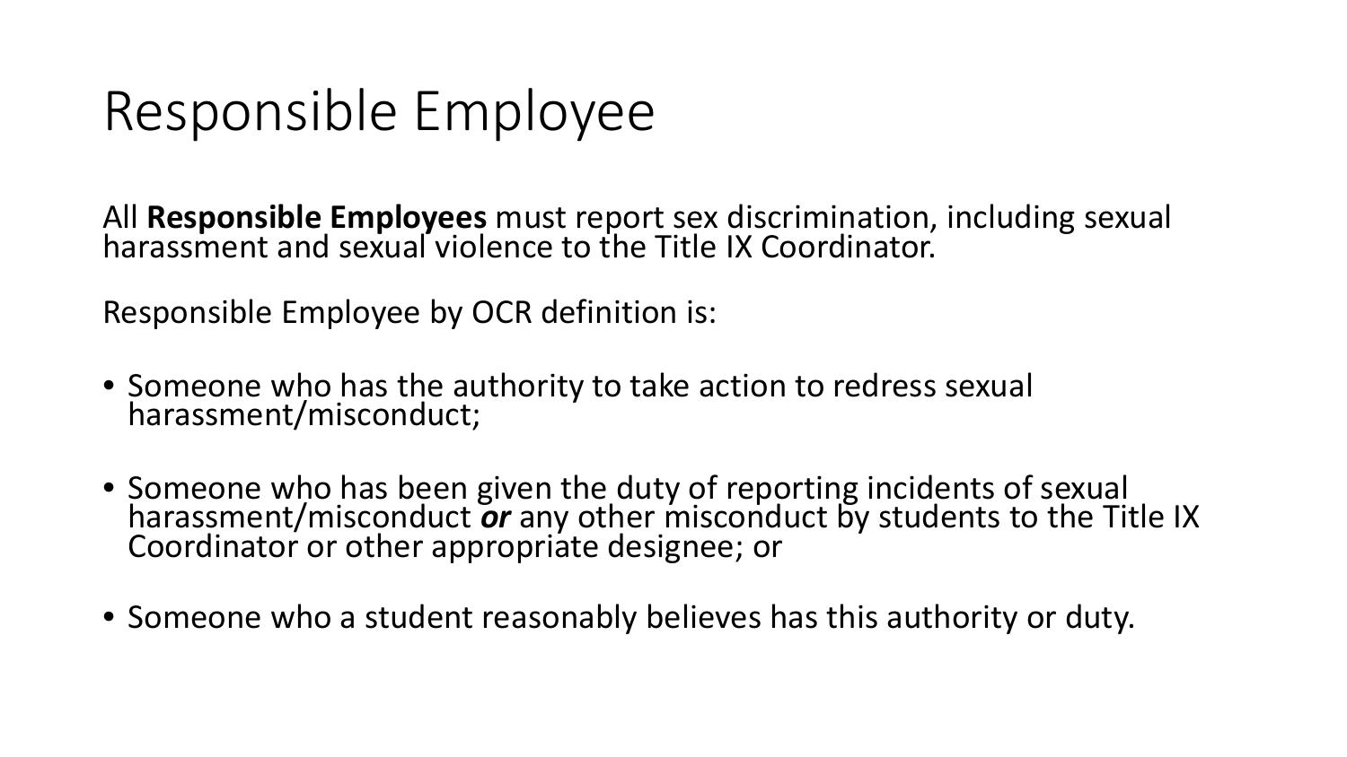# Responsible Employee

All **Responsible Employees** must report sex discrimination, including sexual harassment and sexual violence to the Title IX Coordinator.

Responsible Employee by OCR definition is:

- Someone who has the authority to take action to redress sexual harassment/misconduct;
- Someone who has been given the duty of reporting incidents of sexual harassment/misconduct ***or*** any other misconduct by students to the Title IX Coordinator or other appropriate designee; or
- Someone who a student reasonably believes has this authority or duty.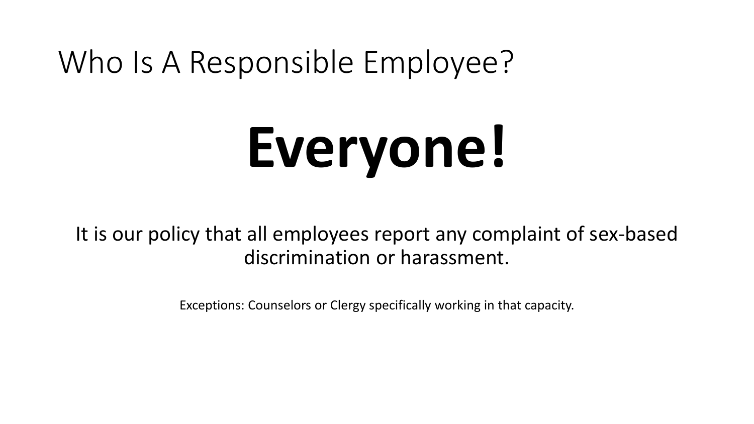# Who Is A Responsible Employee?

**Everyone!**

It is our policy that all employees report any complaint of sex-based discrimination or harassment.

Exceptions: Counselors or Clergy specifically working in that capacity.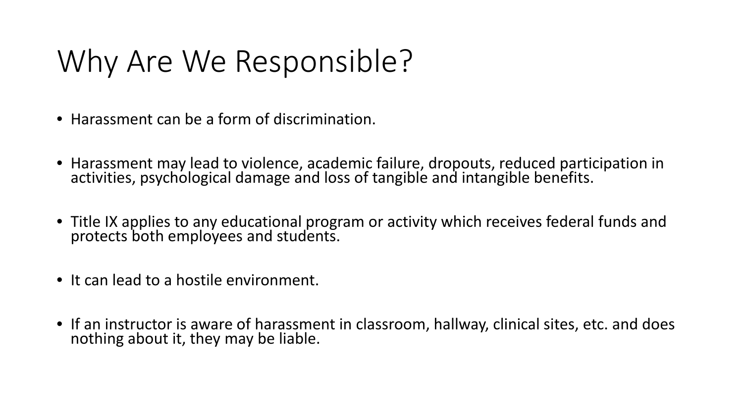# Why Are We Responsible?

- Harassment can be a form of discrimination.
- Harassment may lead to violence, academic failure, dropouts, reduced participation in activities, psychological damage and loss of tangible and intangible benefits.
- Title IX applies to any educational program or activity which receives federal funds and protects both employees and students.
- It can lead to a hostile environment.
- If an instructor is aware of harassment in classroom, hallway, clinical sites, etc. and does nothing about it, they may be liable.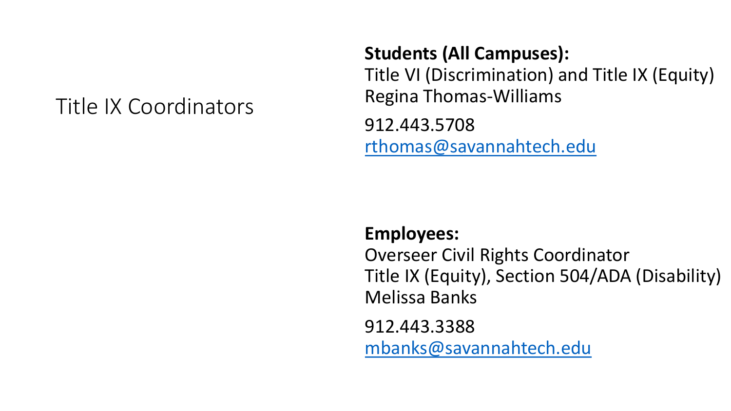# Title IX Coordinators

**Students (All Campuses):**
Title VI (Discrimination) and Title IX (Equity)
Regina Thomas-Williams

912.443.5708
rthomas@savannahtech.edu

**Employees:**
Overseer Civil Rights Coordinator
Title IX (Equity), Section 504/ADA (Disability)
Melissa Banks

912.443.3388
mbanks@savannahtech.edu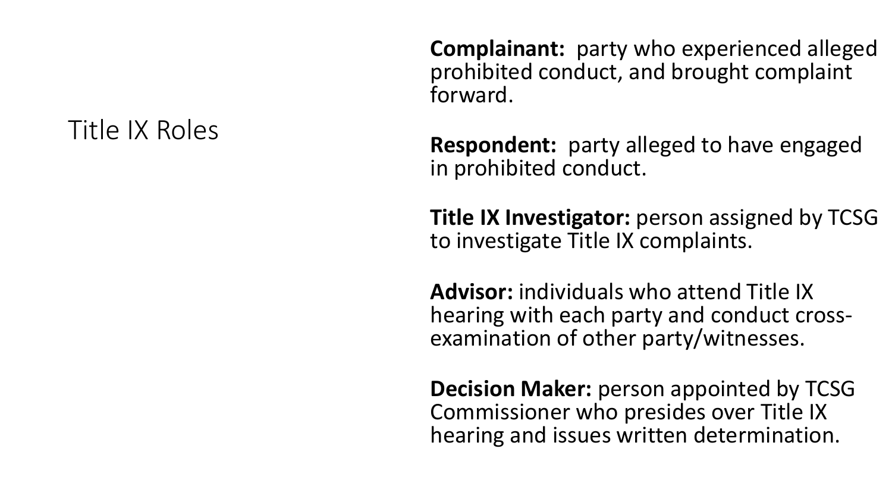# Title IX Roles

**Complainant:** party who experienced alleged prohibited conduct, and brought complaint forward.

**Respondent:** party alleged to have engaged in prohibited conduct.

**Title IX Investigator:** person assigned by TCSG to investigate Title IX complaints.

**Advisor:** individuals who attend Title IX hearing with each party and conduct cross-examination of other party/witnesses.

**Decision Maker:** person appointed by TCSG Commissioner who presides over Title IX hearing and issues written determination.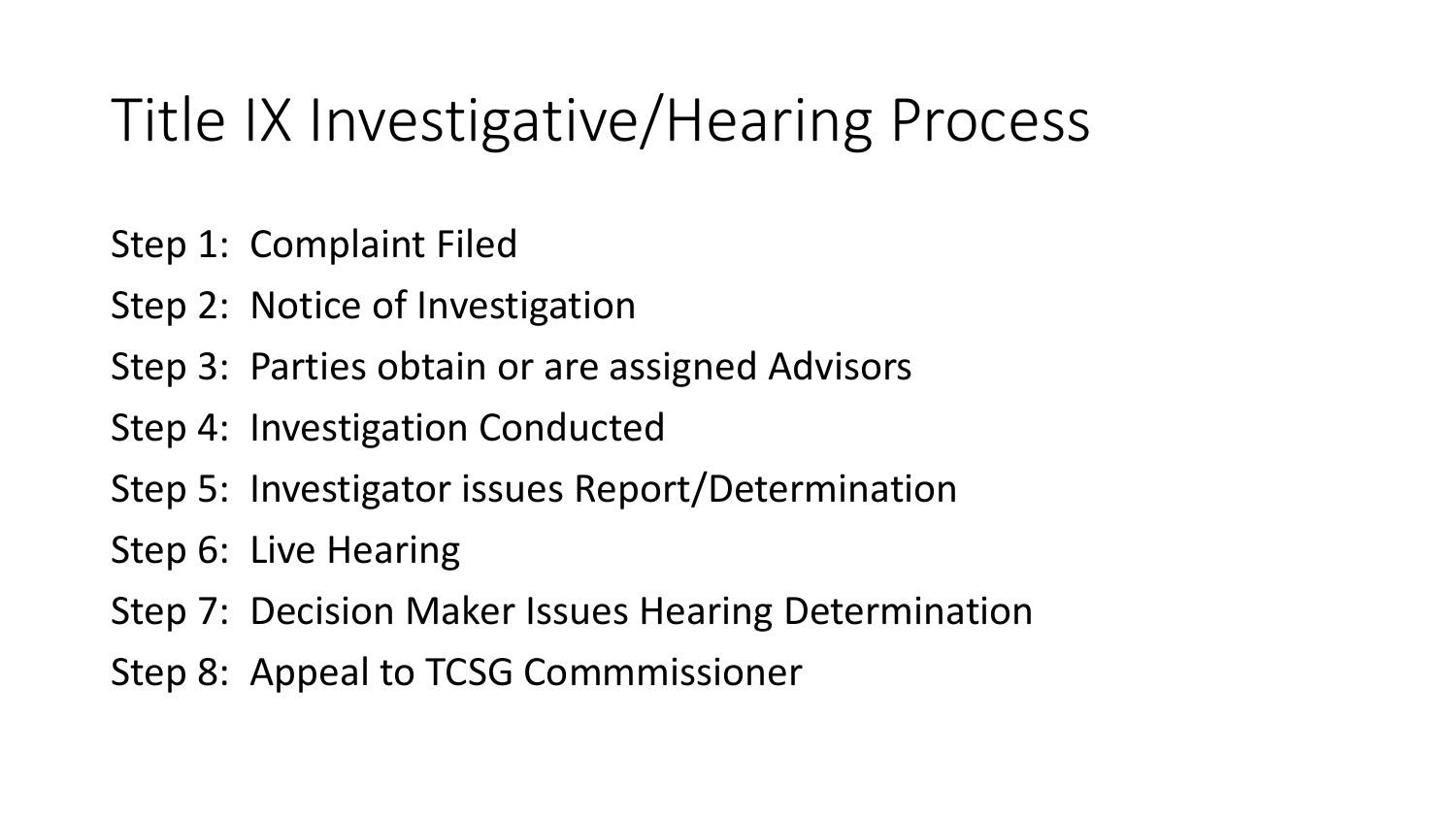# Title IX Investigative/Hearing Process

Step 1: Complaint Filed

Step 2: Notice of Investigation

Step 3: Parties obtain or are assigned Advisors

Step 4: Investigation Conducted

Step 5: Investigator issues Report/Determination

Step 6: Live Hearing

Step 7: Decision Maker Issues Hearing Determination

Step 8: Appeal to TCSG Commmissioner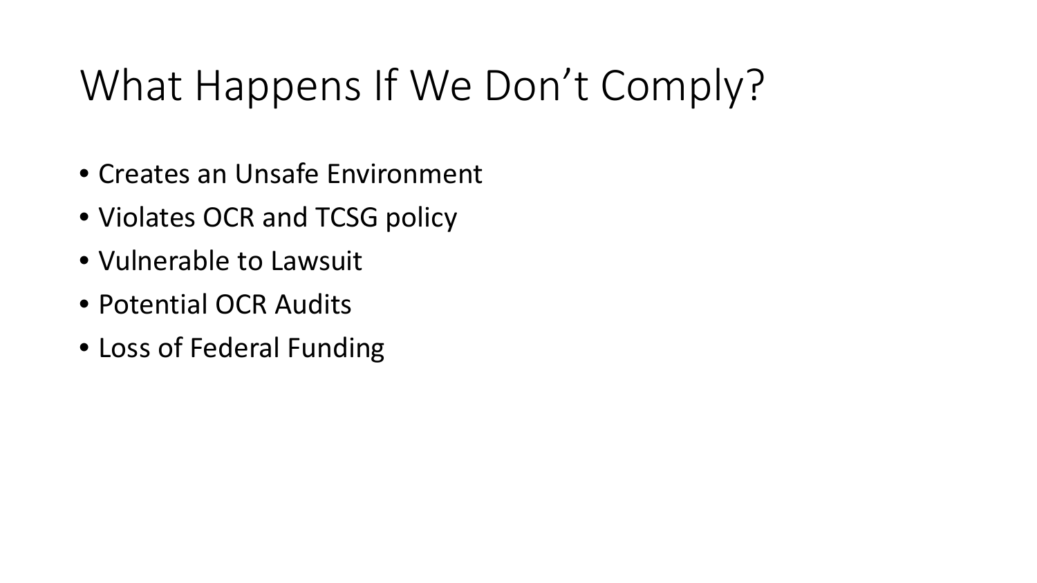# What Happens If We Don't Comply?

- Creates an Unsafe Environment
- Violates OCR and TCSG policy
- Vulnerable to Lawsuit
- Potential OCR Audits
- Loss of Federal Funding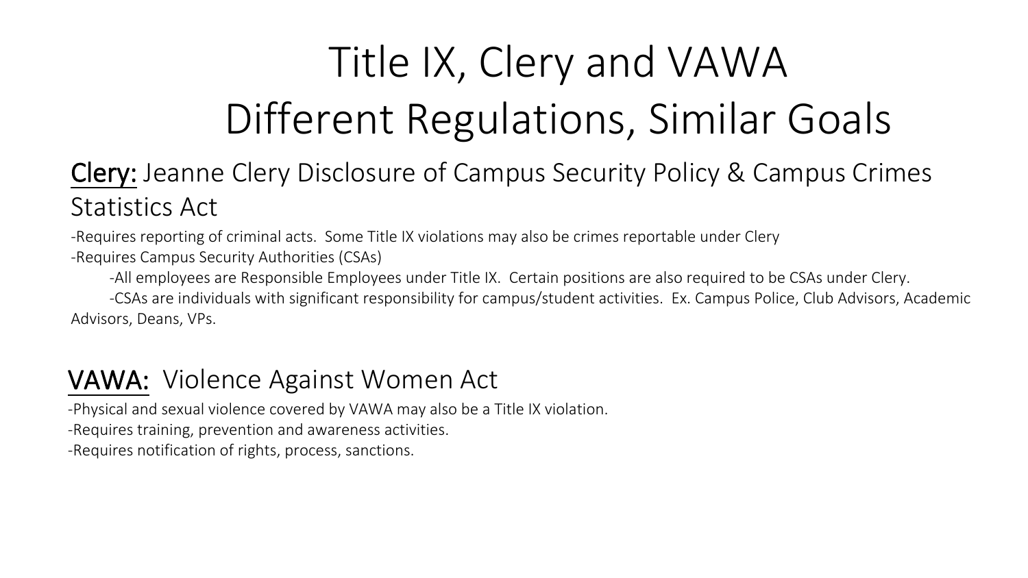# Title IX, Clery and VAWA
# Different Regulations, Similar Goals

## Clery: Jeanne Clery Disclosure of Campus Security Policy & Campus Crimes Statistics Act

-Requires reporting of criminal acts. Some Title IX violations may also be crimes reportable under Clery

-Requires Campus Security Authorities (CSAs)

-All employees are Responsible Employees under Title IX. Certain positions are also required to be CSAs under Clery.

-CSAs are individuals with significant responsibility for campus/student activities. Ex. Campus Police, Club Advisors, Academic Advisors, Deans, VPs.

## VAWA: Violence Against Women Act

-Physical and sexual violence covered by VAWA may also be a Title IX violation.

-Requires training, prevention and awareness activities.

-Requires notification of rights, process, sanctions.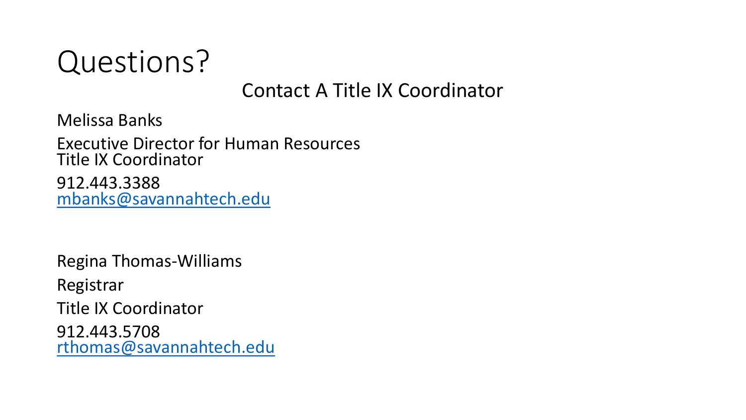# Questions?

## Contact A Title IX Coordinator

Melissa Banks

Executive Director for Human Resources
Title IX Coordinator

912.443.3388
mbanks@savannahtech.edu

Regina Thomas-Williams

Registrar

Title IX Coordinator

912.443.5708
rthomas@savannahtech.edu